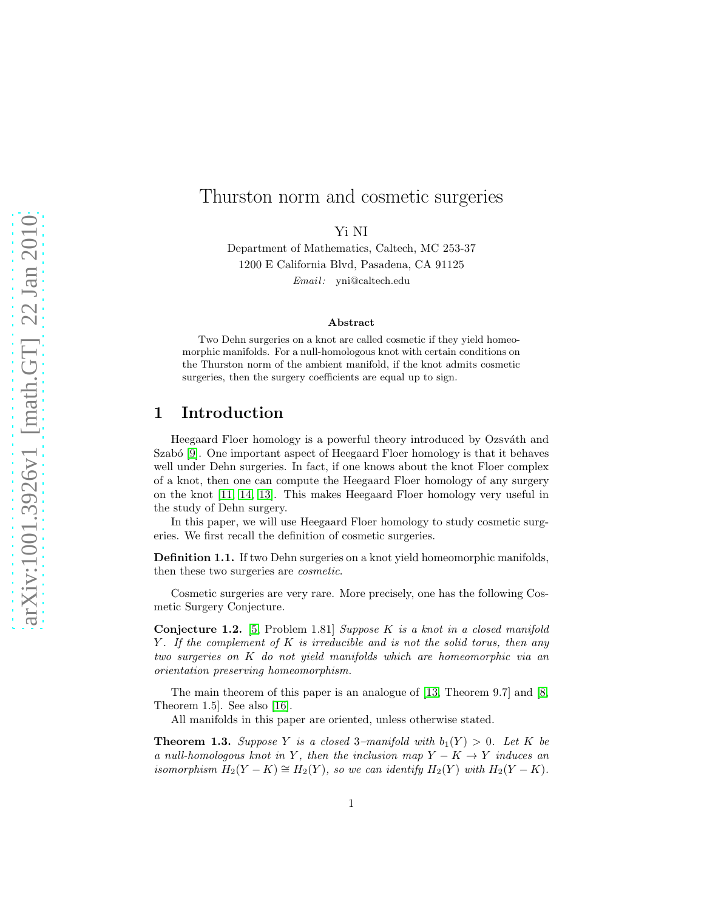# Thurston norm and cosmetic surgeries

Yi NI

Department of Mathematics, Caltech, MC 253-37
1200 E California Blvd, Pasadena, CA 91125
*Email:* yni@caltech.edu

### Abstract

Two Dehn surgeries on a knot are called cosmetic if they yield homeomorphic manifolds. For a null-homologous knot with certain conditions on the Thurston norm of the ambient manifold, if the knot admits cosmetic surgeries, then the surgery coefficients are equal up to sign.

## 1 Introduction

Heegaard Floer homology is a powerful theory introduced by Ozsváth and Szabó [9]. One important aspect of Heegaard Floer homology is that it behaves well under Dehn surgeries. In fact, if one knows about the knot Floer complex of a knot, then one can compute the Heegaard Floer homology of any surgery on the knot [11, 14, 13]. This makes Heegaard Floer homology very useful in the study of Dehn surgery.

In this paper, we will use Heegaard Floer homology to study cosmetic surgeries. We first recall the definition of cosmetic surgeries.

**Definition 1.1.** If two Dehn surgeries on a knot yield homeomorphic manifolds, then these two surgeries are *cosmetic*.

Cosmetic surgeries are very rare. More precisely, one has the following Cosmetic Surgery Conjecture.

**Conjecture 1.2.** [5, Problem 1.81] *Suppose $K$ is a knot in a closed manifold $Y$. If the complement of $K$ is irreducible and is not the solid torus, then any two surgeries on $K$ do not yield manifolds which are homeomorphic via an orientation preserving homeomorphism.*

The main theorem of this paper is an analogue of [13, Theorem 9.7] and [8, Theorem 1.5]. See also [16].

All manifolds in this paper are oriented, unless otherwise stated.

**Theorem 1.3.** *Suppose $Y$ is a closed 3–manifold with $b_1(Y) > 0$. Let $K$ be a null-homologous knot in $Y$, then the inclusion map $Y - K \to Y$ induces an isomorphism $H_2(Y - K) \cong H_2(Y)$, so we can identify $H_2(Y)$ with $H_2(Y - K)$.*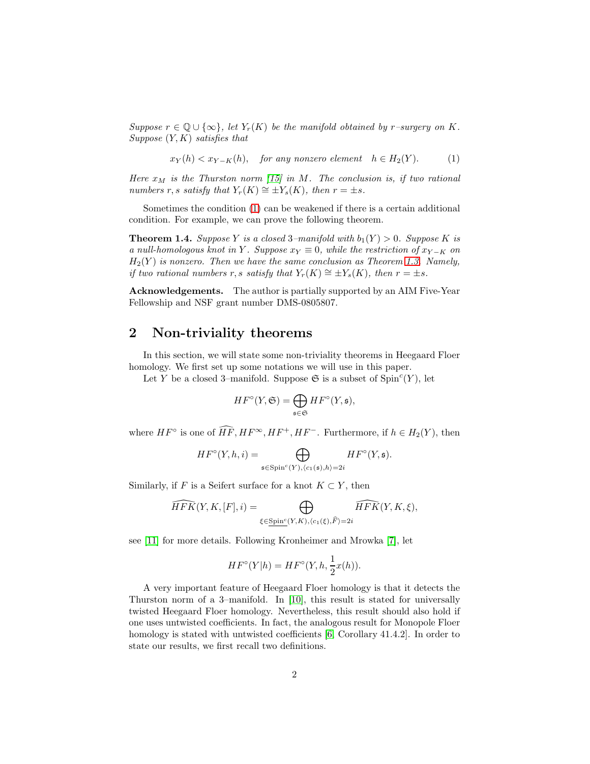*Suppose $r \in \mathbb{Q} \cup \{\infty\}$, let $Y_r(K)$ be the manifold obtained by $r$–surgery on $K$. Suppose $(Y, K)$ satisfies that*

$$x_Y(h) < x_{Y-K}(h), \quad \textit{for any nonzero element} \quad h \in H_2(Y). \tag{1}$$

*Here $x_M$ is the Thurston norm [15] in $M$. The conclusion is, if two rational numbers $r, s$ satisfy that $Y_r(K) \cong \pm Y_s(K)$, then $r = \pm s$.*

Sometimes the condition (1) can be weakened if there is a certain additional condition. For example, we can prove the following theorem.

**Theorem 1.4.** *Suppose $Y$ is a closed 3–manifold with $b_1(Y) > 0$. Suppose $K$ is a null-homologous knot in $Y$. Suppose $x_Y \equiv 0$, while the restriction of $x_{Y-K}$ on $H_2(Y)$ is nonzero. Then we have the same conclusion as Theorem 1.3. Namely, if two rational numbers $r, s$ satisfy that $Y_r(K) \cong \pm Y_s(K)$, then $r = \pm s$.*

**Acknowledgements.** The author is partially supported by an AIM Five-Year Fellowship and NSF grant number DMS-0805807.

## 2 Non-triviality theorems

In this section, we will state some non-triviality theorems in Heegaard Floer homology. We first set up some notations we will use in this paper.

Let $Y$ be a closed 3–manifold. Suppose $\mathfrak{S}$ is a subset of $\mathrm{Spin}^c(Y)$, let

$$HF^\circ(Y, \mathfrak{S}) = \bigoplus_{\mathfrak{s} \in \mathfrak{S}} HF^\circ(Y, \mathfrak{s}),$$

where $HF^\circ$ is one of $\widehat{HF}, HF^\infty, HF^+, HF^-$. Furthermore, if $h \in H_2(Y)$, then

$$HF^\circ(Y, h, i) = \bigoplus_{\mathfrak{s} \in \mathrm{Spin}^c(Y), \langle c_1(\mathfrak{s}), h \rangle = 2i} HF^\circ(Y, \mathfrak{s}).$$

Similarly, if $F$ is a Seifert surface for a knot $K \subset Y$, then

$$\widehat{HFK}(Y, K, [F], i) = \bigoplus_{\xi \in \underline{\mathrm{Spin}^c}(Y,K), \langle c_1(\xi), \widehat{F} \rangle = 2i} \widehat{HFK}(Y, K, \xi),$$

see [11] for more details. Following Kronheimer and Mrowka [7], let

$$HF^\circ(Y|h) = HF^\circ(Y, h, \frac{1}{2}x(h)).$$

A very important feature of Heegaard Floer homology is that it detects the Thurston norm of a 3–manifold. In [10], this result is stated for universally twisted Heegaard Floer homology. Nevertheless, this result should also hold if one uses untwisted coefficients. In fact, the analogous result for Monopole Floer homology is stated with untwisted coefficients [6, Corollary 41.4.2]. In order to state our results, we first recall two definitions.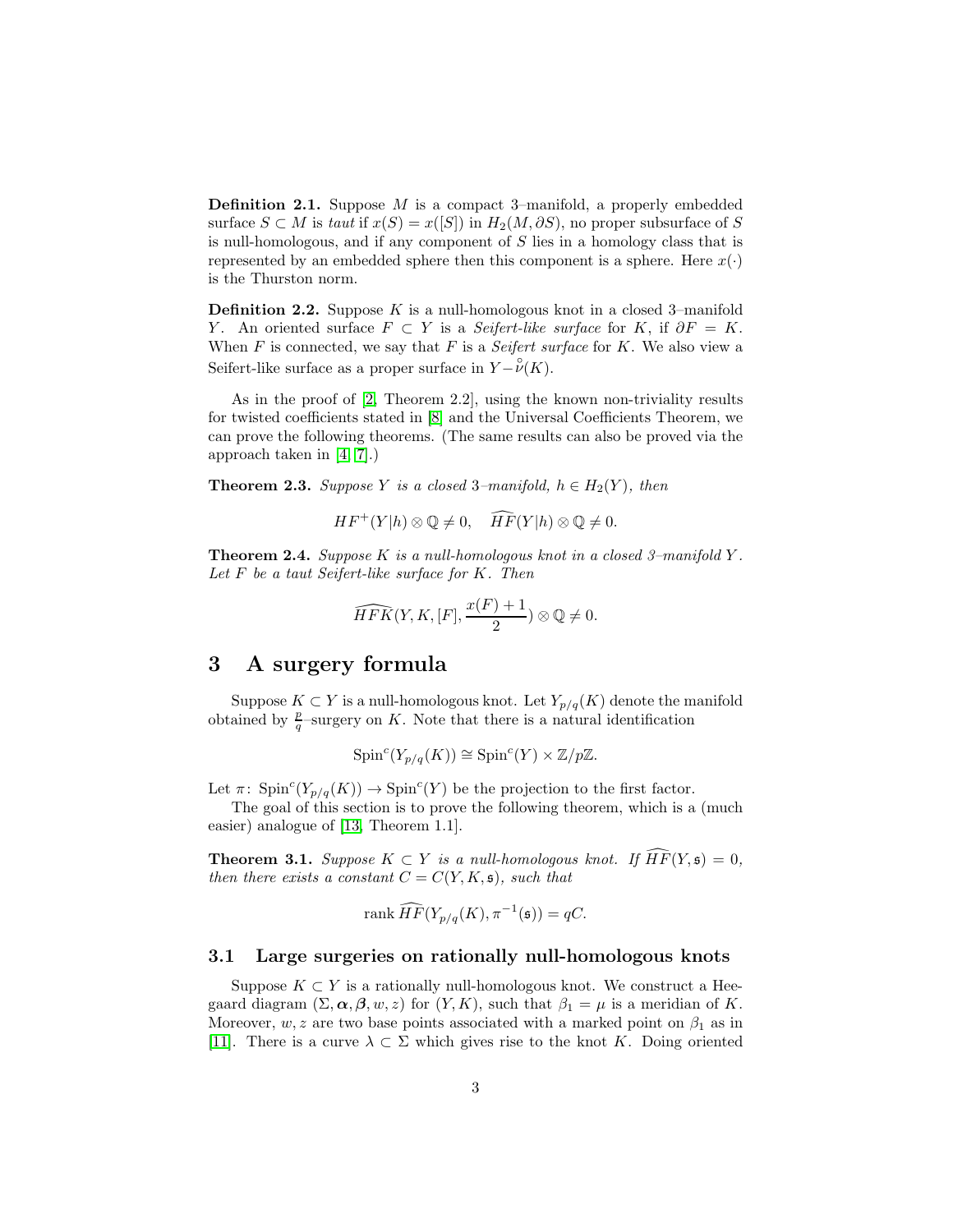**Definition 2.1.** Suppose $M$ is a compact 3–manifold, a properly embedded surface $S \subset M$ is *taut* if $x(S) = x([S])$ in $H_2(M, \partial S)$, no proper subsurface of $S$ is null-homologous, and if any component of $S$ lies in a homology class that is represented by an embedded sphere then this component is a sphere. Here $x(\cdot)$ is the Thurston norm.

**Definition 2.2.** Suppose $K$ is a null-homologous knot in a closed 3–manifold $Y$. An oriented surface $F \subset Y$ is a *Seifert-like surface* for $K$, if $\partial F = K$. When $F$ is connected, we say that $F$ is a *Seifert surface* for $K$. We also view a Seifert-like surface as a proper surface in $Y - \overset{\circ}{\nu}(K)$.

As in the proof of [2, Theorem 2.2], using the known non-triviality results for twisted coefficients stated in [8] and the Universal Coefficients Theorem, we can prove the following theorems. (The same results can also be proved via the approach taken in [4, 7].)

**Theorem 2.3.** *Suppose $Y$ is a closed 3–manifold, $h \in H_2(Y)$, then*

$$HF^+(Y|h) \otimes \mathbb{Q} \neq 0, \quad \widehat{HF}(Y|h) \otimes \mathbb{Q} \neq 0.$$

**Theorem 2.4.** *Suppose $K$ is a null-homologous knot in a closed 3–manifold $Y$. Let $F$ be a taut Seifert-like surface for $K$. Then*

$$\widehat{HFK}(Y, K, [F], \frac{x(F)+1}{2}) \otimes \mathbb{Q} \neq 0.$$

# 3 A surgery formula

Suppose $K \subset Y$ is a null-homologous knot. Let $Y_{p/q}(K)$ denote the manifold obtained by $\frac{p}{q}$–surgery on $K$. Note that there is a natural identification

$$\mathrm{Spin}^c(Y_{p/q}(K)) \cong \mathrm{Spin}^c(Y) \times \mathbb{Z}/p\mathbb{Z}.$$

Let $\pi\colon \mathrm{Spin}^c(Y_{p/q}(K)) \to \mathrm{Spin}^c(Y)$ be the projection to the first factor.

The goal of this section is to prove the following theorem, which is a (much easier) analogue of [13, Theorem 1.1].

**Theorem 3.1.** *Suppose $K \subset Y$ is a null-homologous knot. If $\widehat{HF}(Y, \mathfrak{s}) = 0$, then there exists a constant $C = C(Y, K, \mathfrak{s})$, such that*

$$\operatorname{rank} \widehat{HF}(Y_{p/q}(K), \pi^{-1}(\mathfrak{s})) = qC.$$

## 3.1 Large surgeries on rationally null-homologous knots

Suppose $K \subset Y$ is a rationally null-homologous knot. We construct a Heegaard diagram $(\Sigma, \boldsymbol{\alpha}, \boldsymbol{\beta}, w, z)$ for $(Y, K)$, such that $\beta_1 = \mu$ is a meridian of $K$. Moreover, $w, z$ are two base points associated with a marked point on $\beta_1$ as in [11]. There is a curve $\lambda \subset \Sigma$ which gives rise to the knot $K$. Doing oriented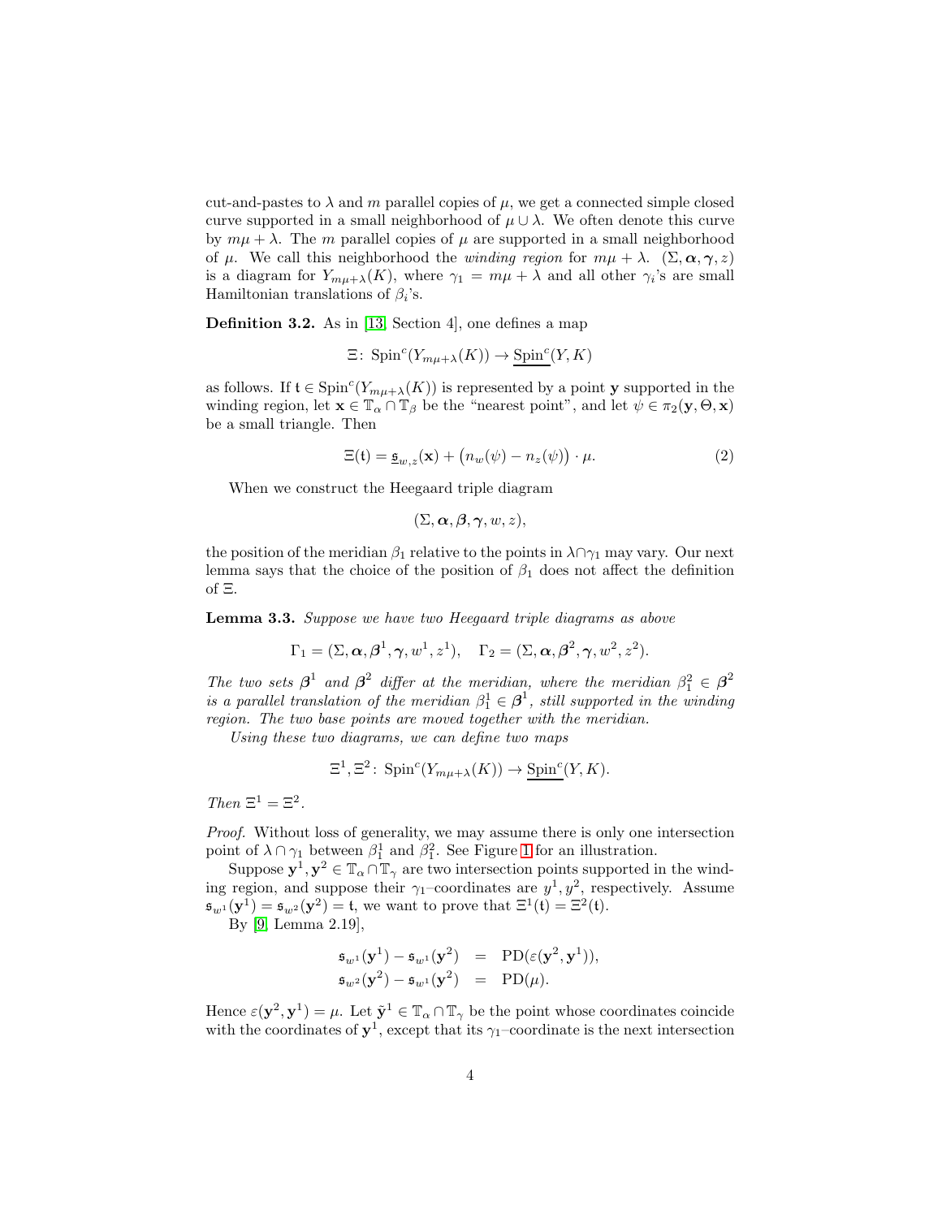cut-and-pastes to $\lambda$ and $m$ parallel copies of $\mu$, we get a connected simple closed curve supported in a small neighborhood of $\mu \cup \lambda$. We often denote this curve by $m\mu + \lambda$. The $m$ parallel copies of $\mu$ are supported in a small neighborhood of $\mu$. We call this neighborhood the *winding region* for $m\mu + \lambda$. $(\Sigma, \boldsymbol{\alpha}, \boldsymbol{\gamma}, z)$ is a diagram for $Y_{m\mu+\lambda}(K)$, where $\gamma_1 = m\mu + \lambda$ and all other $\gamma_i$'s are small Hamiltonian translations of $\beta_i$'s.

**Definition 3.2.** As in [13, Section 4], one defines a map

$$\Xi \colon \operatorname{Spin}^c(Y_{m\mu+\lambda}(K)) \to \underline{\operatorname{Spin}^c}(Y, K)$$

as follows. If $\mathfrak{t} \in \operatorname{Spin}^c(Y_{m\mu+\lambda}(K))$ is represented by a point $\mathbf{y}$ supported in the winding region, let $\mathbf{x} \in \mathbb{T}_\alpha \cap \mathbb{T}_\beta$ be the "nearest point", and let $\psi \in \pi_2(\mathbf{y}, \Theta, \mathbf{x})$ be a small triangle. Then

$$\Xi(\mathfrak{t}) = \underline{\mathfrak{s}}_{w,z}(\mathbf{x}) + \big(n_w(\psi) - n_z(\psi)\big) \cdot \mu. \tag{2}$$

When we construct the Heegaard triple diagram

$$(\Sigma, \boldsymbol{\alpha}, \boldsymbol{\beta}, \boldsymbol{\gamma}, w, z),$$

the position of the meridian $\beta_1$ relative to the points in $\lambda \cap \gamma_1$ may vary. Our next lemma says that the choice of the position of $\beta_1$ does not affect the definition of $\Xi$.

**Lemma 3.3.** *Suppose we have two Heegaard triple diagrams as above*

$$\Gamma_1 = (\Sigma, \boldsymbol{\alpha}, \boldsymbol{\beta}^1, \boldsymbol{\gamma}, w^1, z^1), \quad \Gamma_2 = (\Sigma, \boldsymbol{\alpha}, \boldsymbol{\beta}^2, \boldsymbol{\gamma}, w^2, z^2).$$

*The two sets $\boldsymbol{\beta}^1$ and $\boldsymbol{\beta}^2$ differ at the meridian, where the meridian $\beta_1^2 \in \boldsymbol{\beta}^2$ is a parallel translation of the meridian $\beta_1^1 \in \boldsymbol{\beta}^1$, still supported in the winding region. The two base points are moved together with the meridian.*

*Using these two diagrams, we can define two maps*

$$\Xi^1, \Xi^2 \colon \operatorname{Spin}^c(Y_{m\mu+\lambda}(K)) \to \underline{\operatorname{Spin}^c}(Y, K).$$

*Then $\Xi^1 = \Xi^2$.*

*Proof.* Without loss of generality, we may assume there is only one intersection point of $\lambda \cap \gamma_1$ between $\beta_1^1$ and $\beta_1^2$. See Figure 1 for an illustration.

Suppose $\mathbf{y}^1, \mathbf{y}^2 \in \mathbb{T}_\alpha \cap \mathbb{T}_\gamma$ are two intersection points supported in the winding region, and suppose their $\gamma_1$–coordinates are $y^1, y^2$, respectively. Assume $\mathfrak{s}_{w^1}(\mathbf{y}^1) = \mathfrak{s}_{w^2}(\mathbf{y}^2) = \mathfrak{t}$, we want to prove that $\Xi^1(\mathfrak{t}) = \Xi^2(\mathfrak{t})$.

By [9, Lemma 2.19],

$$\begin{aligned}
\mathfrak{s}_{w^1}(\mathbf{y}^1) - \mathfrak{s}_{w^1}(\mathbf{y}^2) &= \operatorname{PD}(\varepsilon(\mathbf{y}^2, \mathbf{y}^1)), \\
\mathfrak{s}_{w^2}(\mathbf{y}^2) - \mathfrak{s}_{w^1}(\mathbf{y}^2) &= \operatorname{PD}(\mu).
\end{aligned}$$

Hence $\varepsilon(\mathbf{y}^2, \mathbf{y}^1) = \mu$. Let $\tilde{\mathbf{y}}^1 \in \mathbb{T}_\alpha \cap \mathbb{T}_\gamma$ be the point whose coordinates coincide with the coordinates of $\mathbf{y}^1$, except that its $\gamma_1$–coordinate is the next intersection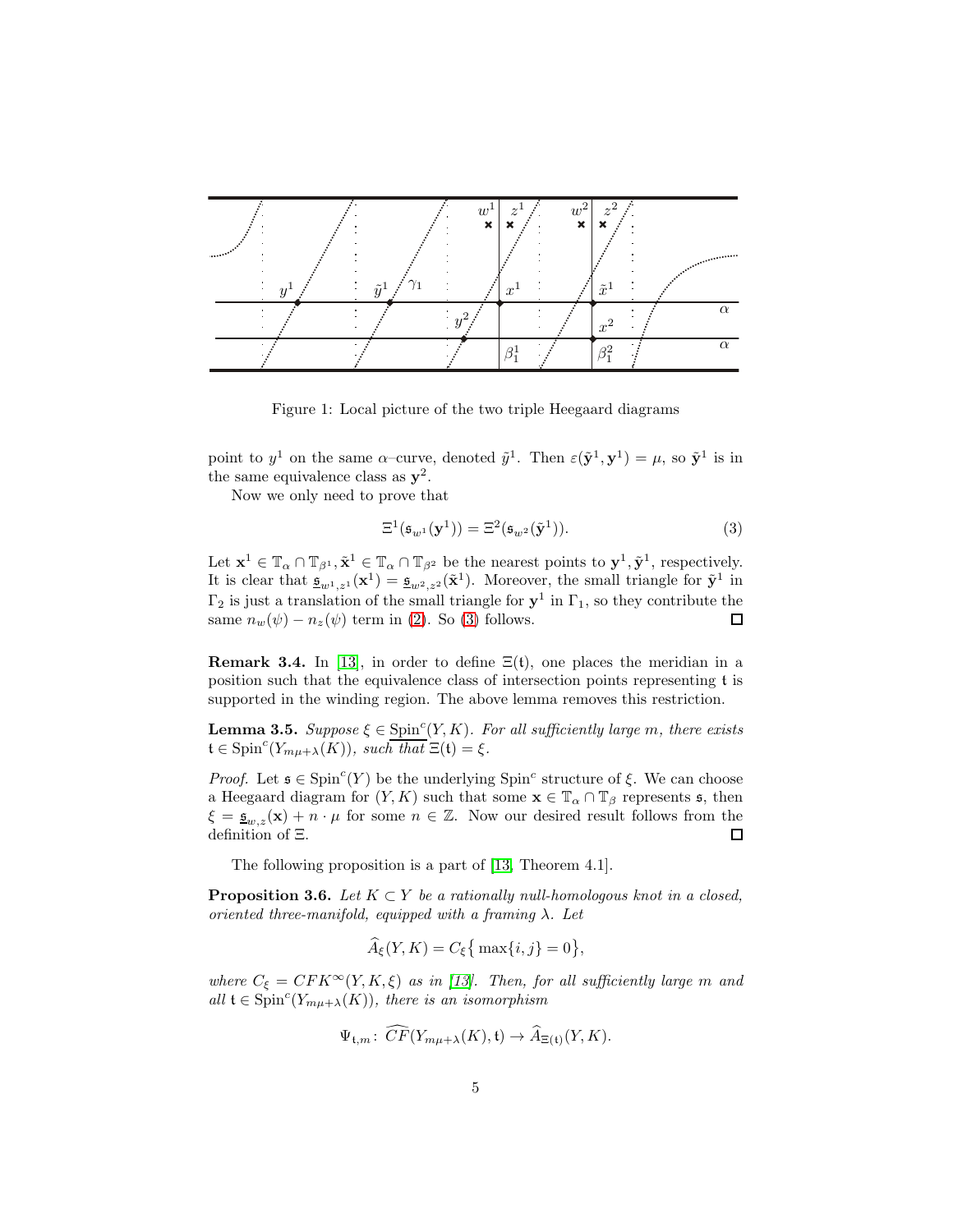$w^1$ $z^1$ $w^2$ $z^2$

$y^1$ $\tilde{y}^1$ $\gamma_1$ $x^1$ $\tilde{x}^1$ $\alpha$

$y^2$ $x^2$ $\alpha$

$\beta_1^1$ $\beta_1^2$

Figure 1: Local picture of the two triple Heegaard diagrams

point to $y^1$ on the same $\alpha$–curve, denoted $\tilde{y}^1$. Then $\varepsilon(\tilde{\mathbf{y}}^1, \mathbf{y}^1) = \mu$, so $\tilde{\mathbf{y}}^1$ is in the same equivalence class as $\mathbf{y}^2$.

Now we only need to prove that

$$\Xi^1(\mathfrak{s}_{w^1}(\mathbf{y}^1)) = \Xi^2(\mathfrak{s}_{w^2}(\tilde{\mathbf{y}}^1)). \tag{3}$$

Let $\mathbf{x}^1 \in \mathbb{T}_\alpha \cap \mathbb{T}_{\beta^1}, \tilde{\mathbf{x}}^1 \in \mathbb{T}_\alpha \cap \mathbb{T}_{\beta^2}$ be the nearest points to $\mathbf{y}^1, \tilde{\mathbf{y}}^1$, respectively. It is clear that $\underline{\mathfrak{s}}_{w^1,z^1}(\mathbf{x}^1) = \underline{\mathfrak{s}}_{w^2,z^2}(\tilde{\mathbf{x}}^1)$. Moreover, the small triangle for $\tilde{\mathbf{y}}^1$ in $\Gamma_2$ is just a translation of the small triangle for $\mathbf{y}^1$ in $\Gamma_1$, so they contribute the same $n_w(\psi) - n_z(\psi)$ term in (2). So (3) follows. □

**Remark 3.4.** In [13], in order to define $\Xi(\mathfrak{t})$, one places the meridian in a position such that the equivalence class of intersection points representing $\mathfrak{t}$ is supported in the winding region. The above lemma removes this restriction.

**Lemma 3.5.** *Suppose $\xi \in \underline{\mathrm{Spin}^c}(Y, K)$. For all sufficiently large $m$, there exists $\mathfrak{t} \in \mathrm{Spin}^c(Y_{m\mu+\lambda}(K))$, such that $\Xi(\mathfrak{t}) = \xi$.*

*Proof.* Let $\mathfrak{s} \in \mathrm{Spin}^c(Y)$ be the underlying $\mathrm{Spin}^c$ structure of $\xi$. We can choose a Heegaard diagram for $(Y, K)$ such that some $\mathbf{x} \in \mathbb{T}_\alpha \cap \mathbb{T}_\beta$ represents $\mathfrak{s}$, then $\xi = \underline{\mathfrak{s}}_{w,z}(\mathbf{x}) + n \cdot \mu$ for some $n \in \mathbb{Z}$. Now our desired result follows from the definition of $\Xi$. □

The following proposition is a part of [13, Theorem 4.1].

**Proposition 3.6.** *Let $K \subset Y$ be a rationally null-homologous knot in a closed, oriented three-manifold, equipped with a framing $\lambda$. Let*

$$\widehat{A}_\xi(Y, K) = C_\xi\{\max\{i, j\} = 0\},$$

*where $C_\xi = CFK^\infty(Y, K, \xi)$ as in [13]. Then, for all sufficiently large $m$ and all $\mathfrak{t} \in \mathrm{Spin}^c(Y_{m\mu+\lambda}(K))$, there is an isomorphism*

$$\Psi_{\mathfrak{t},m} \colon \widehat{CF}(Y_{m\mu+\lambda}(K), \mathfrak{t}) \to \widehat{A}_{\Xi(\mathfrak{t})}(Y, K).$$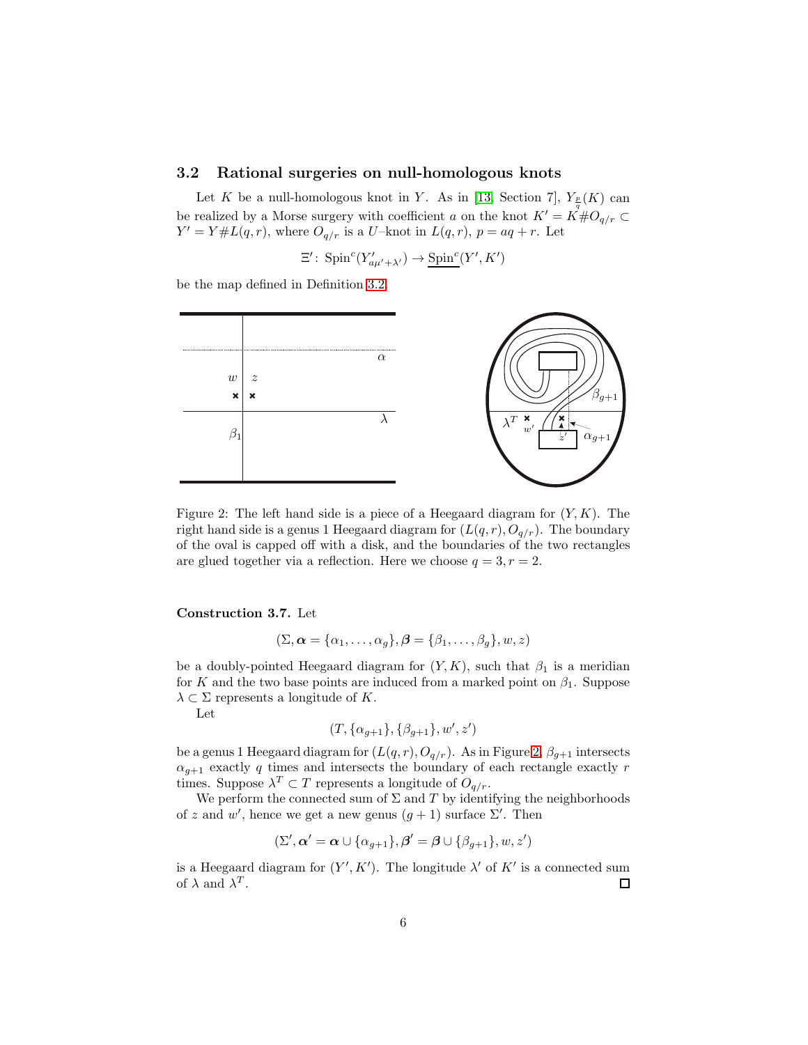### 3.2 Rational surgeries on null-homologous knots

Let $K$ be a null-homologous knot in $Y$. As in [13, Section 7], $Y_{\frac{p}{q}}(K)$ can be realized by a Morse surgery with coefficient $a$ on the knot $K' = K\#O_{q/r} \subset Y' = Y\#L(q,r)$, where $O_{q/r}$ is a $U$–knot in $L(q,r)$, $p = aq + r$. Let

$$\Xi' \colon \mathrm{Spin}^c(Y'_{a\mu'+\lambda'}) \to \underline{\mathrm{Spin}}^c(Y', K')$$

be the map defined in Definition 3.2.

Figure 2: The left hand side is a piece of a Heegaard diagram for $(Y, K)$. The right hand side is a genus 1 Heegaard diagram for $(L(q,r), O_{q/r})$. The boundary of the oval is capped off with a disk, and the boundaries of the two rectangles are glued together via a reflection. Here we choose $q = 3, r = 2$.

**Construction 3.7.** Let

$$(\Sigma, \boldsymbol{\alpha} = \{\alpha_1, \ldots, \alpha_g\}, \boldsymbol{\beta} = \{\beta_1, \ldots, \beta_g\}, w, z)$$

be a doubly-pointed Heegaard diagram for $(Y, K)$, such that $\beta_1$ is a meridian for $K$ and the two base points are induced from a marked point on $\beta_1$. Suppose $\lambda \subset \Sigma$ represents a longitude of $K$.

Let

$$(T, \{\alpha_{g+1}\}, \{\beta_{g+1}\}, w', z')$$

be a genus 1 Heegaard diagram for $(L(q,r), O_{q/r})$. As in Figure 2, $\beta_{g+1}$ intersects $\alpha_{g+1}$ exactly $q$ times and intersects the boundary of each rectangle exactly $r$ times. Suppose $\lambda^T \subset T$ represents a longitude of $O_{q/r}$.

We perform the connected sum of $\Sigma$ and $T$ by identifying the neighborhoods of $z$ and $w'$, hence we get a new genus $(g+1)$ surface $\Sigma'$. Then

$$(\Sigma', \boldsymbol{\alpha}' = \boldsymbol{\alpha} \cup \{\alpha_{g+1}\}, \boldsymbol{\beta}' = \boldsymbol{\beta} \cup \{\beta_{g+1}\}, w, z')$$

is a Heegaard diagram for $(Y', K')$. The longitude $\lambda'$ of $K'$ is a connected sum of $\lambda$ and $\lambda^T$. □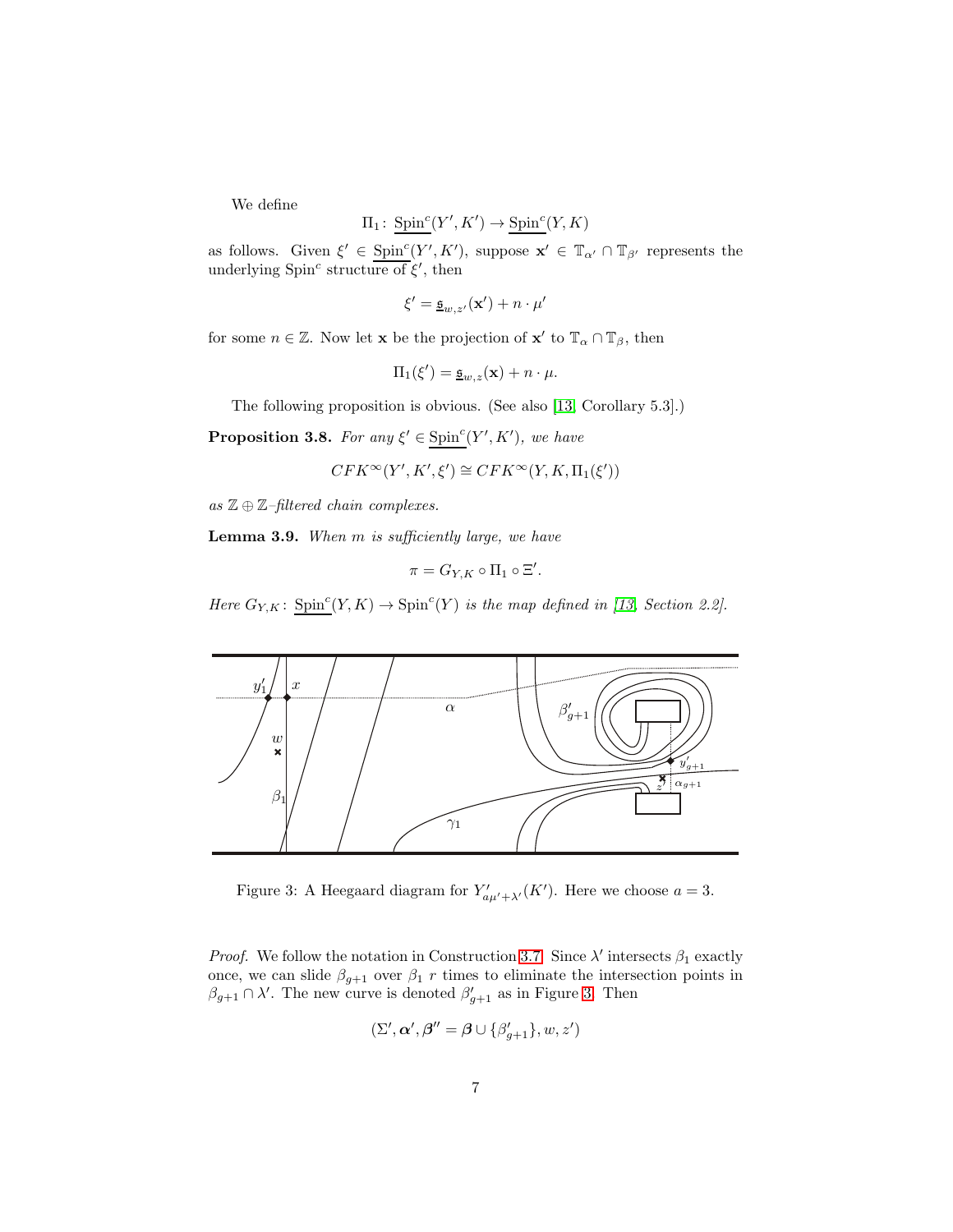We define

$$\Pi_1 \colon \underline{\mathrm{Spin}}^c(Y', K') \to \underline{\mathrm{Spin}}^c(Y, K)$$

as follows. Given $\xi' \in \underline{\mathrm{Spin}}^c(Y', K')$, suppose $\mathbf{x}' \in \mathbb{T}_{\alpha'} \cap \mathbb{T}_{\beta'}$ represents the underlying Spin$^c$ structure of $\xi'$, then

$$\xi' = \underline{\mathfrak{s}}_{w,z'}(\mathbf{x}') + n \cdot \mu'$$

for some $n \in \mathbb{Z}$. Now let $\mathbf{x}$ be the projection of $\mathbf{x}'$ to $\mathbb{T}_\alpha \cap \mathbb{T}_\beta$, then

$$\Pi_1(\xi') = \underline{\mathfrak{s}}_{w,z}(\mathbf{x}) + n \cdot \mu.$$

The following proposition is obvious. (See also [13, Corollary 5.3].)

**Proposition 3.8.** *For any $\xi' \in \underline{\mathrm{Spin}}^c(Y', K')$, we have*

$$CFK^\infty(Y', K', \xi') \cong CFK^\infty(Y, K, \Pi_1(\xi'))$$

*as $\mathbb{Z} \oplus \mathbb{Z}$–filtered chain complexes.*

**Lemma 3.9.** *When $m$ is sufficiently large, we have*

$$\pi = G_{Y,K} \circ \Pi_1 \circ \Xi'.$$

*Here $G_{Y,K} \colon \underline{\mathrm{Spin}}^c(Y, K) \to \mathrm{Spin}^c(Y)$ is the map defined in [13, Section 2.2].*

$y_1'$
$x$
$\alpha$
$\beta_{g+1}'$
$w$
$y_{g+1}'$
$z'$
$\alpha_{g+1}$
$\beta_1$
$\gamma_1$

Figure 3: A Heegaard diagram for $Y'_{a\mu'+\lambda'}(K')$. Here we choose $a = 3$.

*Proof.* We follow the notation in Construction 3.7. Since $\lambda'$ intersects $\beta_1$ exactly once, we can slide $\beta_{g+1}$ over $\beta_1$ $r$ times to eliminate the intersection points in $\beta_{g+1} \cap \lambda'$. The new curve is denoted $\beta'_{g+1}$ as in Figure 3. Then

$$(\Sigma', \boldsymbol{\alpha}', \boldsymbol{\beta}'' = \boldsymbol{\beta} \cup \{\beta'_{g+1}\}, w, z')$$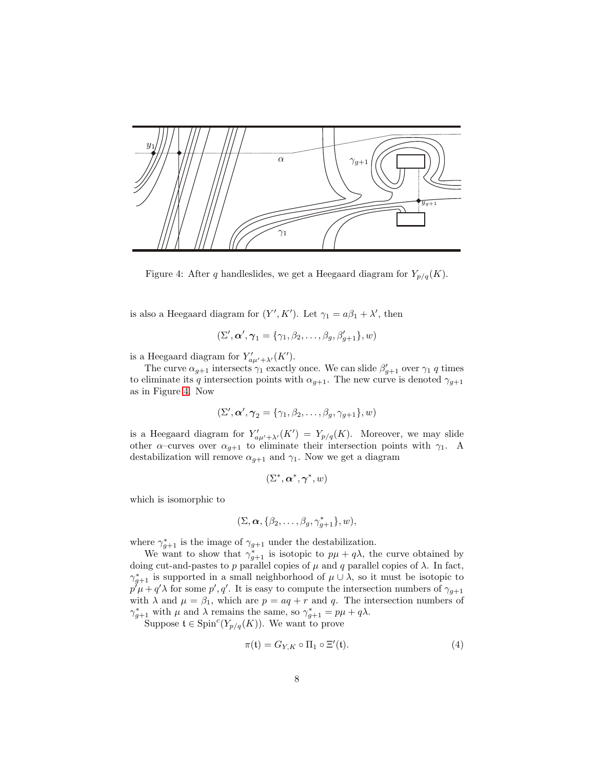$y_1$

$\alpha$

$\gamma_{g+1}$

$y_{g+1}$

$\gamma_1$

Figure 4: After $q$ handleslides, we get a Heegaard diagram for $Y_{p/q}(K)$.

is also a Heegaard diagram for $(Y', K')$. Let $\gamma_1 = a\beta_1 + \lambda'$, then

$$(\Sigma', \boldsymbol{\alpha}', \boldsymbol{\gamma}_1 = \{\gamma_1, \beta_2, \ldots, \beta_g, \beta'_{g+1}\}, w)$$

is a Heegaard diagram for $Y'_{a\mu'+\lambda'}(K')$.

The curve $\alpha_{g+1}$ intersects $\gamma_1$ exactly once. We can slide $\beta'_{g+1}$ over $\gamma_1$ $q$ times to eliminate its $q$ intersection points with $\alpha_{g+1}$. The new curve is denoted $\gamma_{g+1}$ as in Figure 4. Now

$$(\Sigma', \boldsymbol{\alpha}', \boldsymbol{\gamma}_2 = \{\gamma_1, \beta_2, \ldots, \beta_g, \gamma_{g+1}\}, w)$$

is a Heegaard diagram for $Y'_{a\mu'+\lambda'}(K') = Y_{p/q}(K)$. Moreover, we may slide other $\alpha$–curves over $\alpha_{g+1}$ to eliminate their intersection points with $\gamma_1$. A destabilization will remove $\alpha_{g+1}$ and $\gamma_1$. Now we get a diagram

$$(\Sigma^*, \boldsymbol{\alpha}^*, \boldsymbol{\gamma}^*, w)$$

which is isomorphic to

$$(\Sigma, \boldsymbol{\alpha}, \{\beta_2, \ldots, \beta_g, \gamma^*_{g+1}\}, w),$$

where $\gamma^*_{g+1}$ is the image of $\gamma_{g+1}$ under the destabilization.

We want to show that $\gamma^*_{g+1}$ is isotopic to $p\mu + q\lambda$, the curve obtained by doing cut-and-pastes to $p$ parallel copies of $\mu$ and $q$ parallel copies of $\lambda$. In fact, $\gamma^*_{g+1}$ is supported in a small neighborhood of $\mu \cup \lambda$, so it must be isotopic to $p'\mu + q'\lambda$ for some $p', q'$. It is easy to compute the intersection numbers of $\gamma_{g+1}$ with $\lambda$ and $\mu = \beta_1$, which are $p = aq + r$ and $q$. The intersection numbers of $\gamma^*_{g+1}$ with $\mu$ and $\lambda$ remains the same, so $\gamma^*_{g+1} = p\mu + q\lambda$.

Suppose $\mathfrak{t} \in \mathrm{Spin}^c(Y_{p/q}(K))$. We want to prove

$$\pi(\mathfrak{t}) = G_{Y,K} \circ \Pi_1 \circ \Xi'(\mathfrak{t}). \tag{4}$$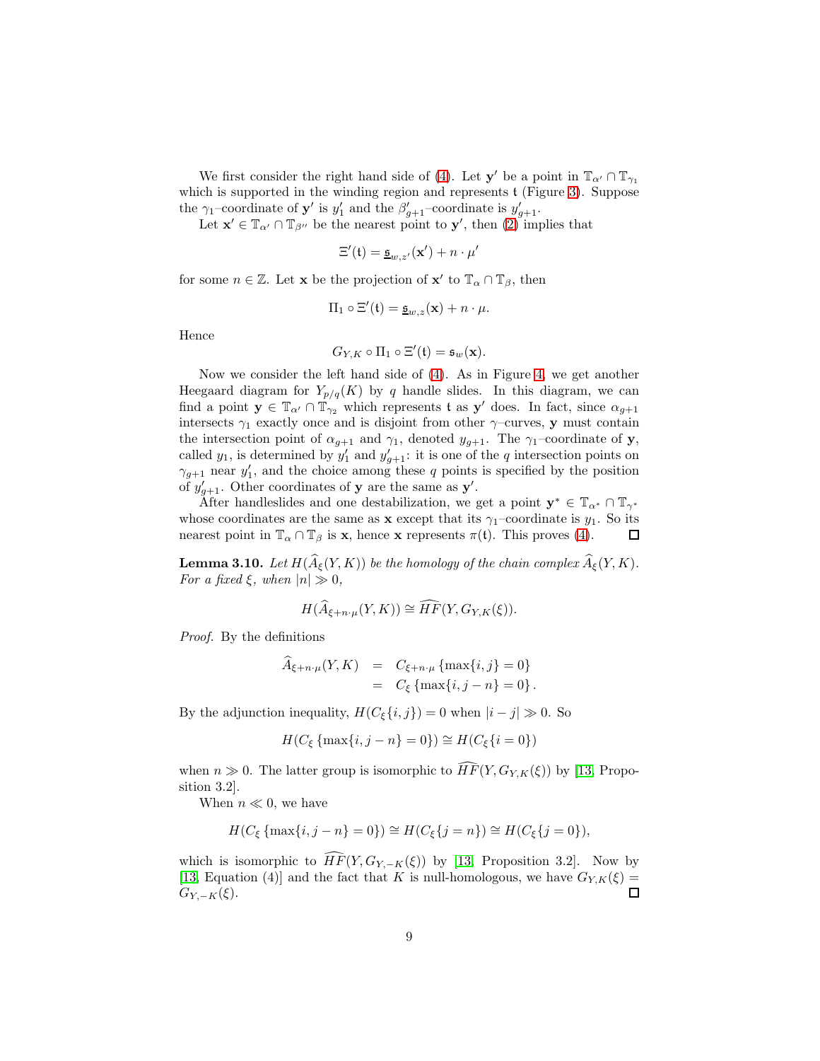We first consider the right hand side of (4). Let $\mathbf{y}'$ be a point in $\mathbb{T}_{\alpha'} \cap \mathbb{T}_{\gamma_1}$ which is supported in the winding region and represents $\mathfrak{t}$ (Figure 3). Suppose the $\gamma_1$–coordinate of $\mathbf{y}'$ is $y_1'$ and the $\beta'_{g+1}$–coordinate is $y'_{g+1}$.

Let $\mathbf{x}' \in \mathbb{T}_{\alpha'} \cap \mathbb{T}_{\beta''}$ be the nearest point to $\mathbf{y}'$, then (2) implies that

$$\Xi'(\mathfrak{t}) = \underline{\mathfrak{s}}_{w,z'}(\mathbf{x}') + n \cdot \mu'$$

for some $n \in \mathbb{Z}$. Let $\mathbf{x}$ be the projection of $\mathbf{x}'$ to $\mathbb{T}_\alpha \cap \mathbb{T}_\beta$, then

$$\Pi_1 \circ \Xi'(\mathfrak{t}) = \underline{\mathfrak{s}}_{w,z}(\mathbf{x}) + n \cdot \mu.$$

Hence

$$G_{Y,K} \circ \Pi_1 \circ \Xi'(\mathfrak{t}) = \mathfrak{s}_w(\mathbf{x}).$$

Now we consider the left hand side of (4). As in Figure 4, we get another Heegaard diagram for $Y_{p/q}(K)$ by $q$ handle slides. In this diagram, we can find a point $\mathbf{y} \in \mathbb{T}_{\alpha'} \cap \mathbb{T}_{\gamma_2}$ which represents $\mathfrak{t}$ as $\mathbf{y}'$ does. In fact, since $\alpha_{g+1}$ intersects $\gamma_1$ exactly once and is disjoint from other $\gamma$–curves, $\mathbf{y}$ must contain the intersection point of $\alpha_{g+1}$ and $\gamma_1$, denoted $y_{g+1}$. The $\gamma_1$–coordinate of $\mathbf{y}$, called $y_1$, is determined by $y_1'$ and $y'_{g+1}$: it is one of the $q$ intersection points on $\gamma_{g+1}$ near $y_1'$, and the choice among these $q$ points is specified by the position of $y'_{g+1}$. Other coordinates of $\mathbf{y}$ are the same as $\mathbf{y}'$.

After handleslides and one destabilization, we get a point $\mathbf{y}^* \in \mathbb{T}_{\alpha^*} \cap \mathbb{T}_{\gamma^*}$ whose coordinates are the same as $\mathbf{x}$ except that its $\gamma_1$–coordinate is $y_1$. So its nearest point in $\mathbb{T}_\alpha \cap \mathbb{T}_\beta$ is $\mathbf{x}$, hence $\mathbf{x}$ represents $\pi(\mathfrak{t})$. This proves (4). ∎

**Lemma 3.10.** *Let $H(\widehat{A}_\xi(Y,K))$ be the homology of the chain complex $\widehat{A}_\xi(Y,K)$. For a fixed $\xi$, when $|n| \gg 0$,*

$$H(\widehat{A}_{\xi+n\cdot\mu}(Y,K)) \cong \widehat{HF}(Y, G_{Y,K}(\xi)).$$

*Proof.* By the definitions

$$\begin{aligned}\widehat{A}_{\xi+n\cdot\mu}(Y,K) &= C_{\xi+n\cdot\mu}\{\max\{i,j\}=0\} \\ &= C_\xi\{\max\{i,j-n\}=0\}.\end{aligned}$$

By the adjunction inequality, $H(C_\xi\{i,j\}) = 0$ when $|i-j| \gg 0$. So

$$H(C_\xi\{\max\{i,j-n\}=0\}) \cong H(C_\xi\{i=0\})$$

when $n \gg 0$. The latter group is isomorphic to $\widehat{HF}(Y, G_{Y,K}(\xi))$ by [13, Proposition 3.2].

When $n \ll 0$, we have

$$H(C_\xi\{\max\{i,j-n\}=0\}) \cong H(C_\xi\{j=n\}) \cong H(C_\xi\{j=0\}),$$

which is isomorphic to $\widehat{HF}(Y, G_{Y,-K}(\xi))$ by [13, Proposition 3.2]. Now by [13, Equation (4)] and the fact that $K$ is null-homologous, we have $G_{Y,K}(\xi) = G_{Y,-K}(\xi)$. ∎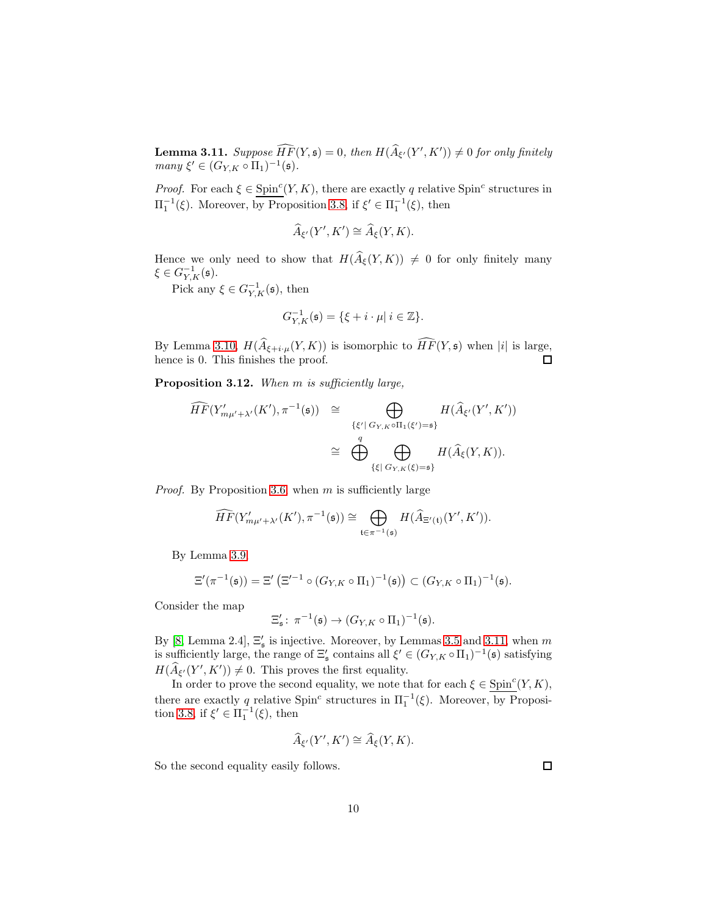**Lemma 3.11.** *Suppose $\widehat{HF}(Y,\mathfrak{s})=0$, then $H(\widehat{A}_{\xi'}(Y',K'))\neq 0$ for only finitely many $\xi'\in (G_{Y,K}\circ\Pi_1)^{-1}(\mathfrak{s})$.*

*Proof.* For each $\xi\in\underline{\mathrm{Spin}}^c(Y,K)$, there are exactly $q$ relative $\mathrm{Spin}^c$ structures in $\Pi_1^{-1}(\xi)$. Moreover, by Proposition 3.8, if $\xi'\in\Pi_1^{-1}(\xi)$, then

$$\widehat{A}_{\xi'}(Y',K')\cong\widehat{A}_{\xi}(Y,K).$$

Hence we only need to show that $H(\widehat{A}_{\xi}(Y,K))\neq 0$ for only finitely many $\xi\in G_{Y,K}^{-1}(\mathfrak{s})$.

Pick any $\xi\in G_{Y,K}^{-1}(\mathfrak{s})$, then

$$G_{Y,K}^{-1}(\mathfrak{s})=\{\xi+i\cdot\mu|\, i\in\mathbb{Z}\}.$$

By Lemma 3.10, $H(\widehat{A}_{\xi+i\cdot\mu}(Y,K))$ is isomorphic to $\widehat{HF}(Y,\mathfrak{s})$ when $|i|$ is large, hence is 0. This finishes the proof. $\square$

**Proposition 3.12.** *When $m$ is sufficiently large,*

$$\begin{aligned}
\widehat{HF}(Y'_{m\mu'+\lambda'}(K'),\pi^{-1}(\mathfrak{s})) &\cong \bigoplus_{\{\xi'|\, G_{Y,K}\circ\Pi_1(\xi')=\mathfrak{s}\}} H(\widehat{A}_{\xi'}(Y',K'))\\
&\cong \bigoplus^{q}\ \bigoplus_{\{\xi|\, G_{Y,K}(\xi)=\mathfrak{s}\}} H(\widehat{A}_{\xi}(Y,K)).
\end{aligned}$$

*Proof.* By Proposition 3.6, when $m$ is sufficiently large

$$\widehat{HF}(Y'_{m\mu'+\lambda'}(K'),\pi^{-1}(\mathfrak{s}))\cong\bigoplus_{\mathfrak{t}\in\pi^{-1}(\mathfrak{s})} H(\widehat{A}_{\Xi'(\mathfrak{t})}(Y',K')).$$

By Lemma 3.9,

$$\Xi'(\pi^{-1}(\mathfrak{s}))=\Xi'\left(\Xi'^{-1}\circ(G_{Y,K}\circ\Pi_1)^{-1}(\mathfrak{s})\right)\subset(G_{Y,K}\circ\Pi_1)^{-1}(\mathfrak{s}).$$

Consider the map

$$\Xi'_{\mathfrak{s}}\colon\ \pi^{-1}(\mathfrak{s})\to(G_{Y,K}\circ\Pi_1)^{-1}(\mathfrak{s}).$$

By [8, Lemma 2.4], $\Xi'_{\mathfrak{s}}$ is injective. Moreover, by Lemmas 3.5 and 3.11, when $m$ is sufficiently large, the range of $\Xi'_{\mathfrak{s}}$ contains all $\xi'\in(G_{Y,K}\circ\Pi_1)^{-1}(\mathfrak{s})$ satisfying $H(\widehat{A}_{\xi'}(Y',K'))\neq 0$. This proves the first equality.

In order to prove the second equality, we note that for each $\xi\in\underline{\mathrm{Spin}}^c(Y,K)$, there are exactly $q$ relative $\mathrm{Spin}^c$ structures in $\Pi_1^{-1}(\xi)$. Moreover, by Proposition 3.8, if $\xi'\in\Pi_1^{-1}(\xi)$, then

$$\widehat{A}_{\xi'}(Y',K')\cong\widehat{A}_{\xi}(Y,K).$$

So the second equality easily follows. $\square$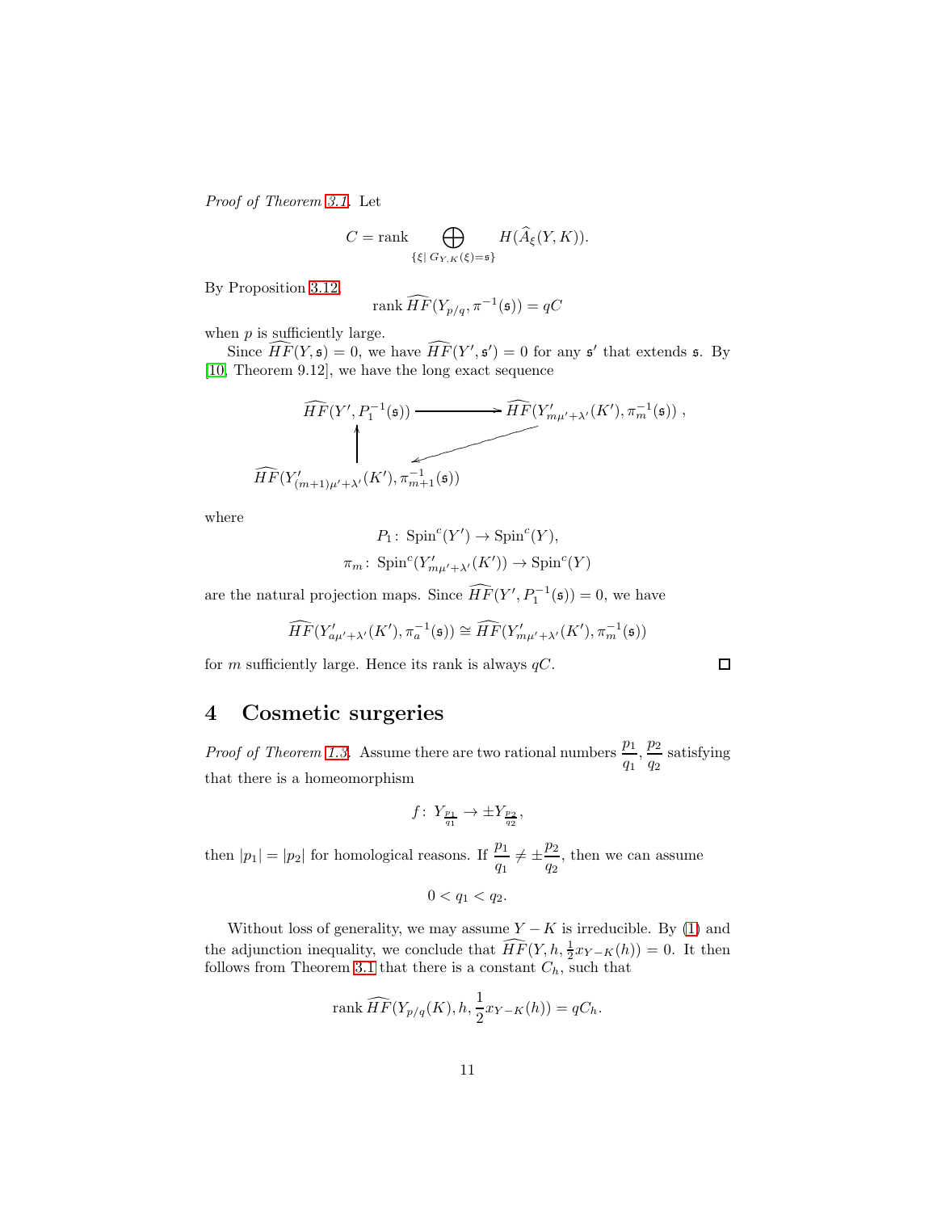*Proof of Theorem 3.1.* Let

$$C = \operatorname{rank} \bigoplus_{\{\xi \mid G_{Y,K}(\xi)=\mathfrak{s}\}} H(\widehat{A}_{\xi}(Y,K)).$$

By Proposition 3.12,

$$\operatorname{rank} \widehat{HF}(Y_{p/q}, \pi^{-1}(\mathfrak{s})) = qC$$

when $p$ is sufficiently large.

Since $\widehat{HF}(Y,\mathfrak{s}) = 0$, we have $\widehat{HF}(Y',\mathfrak{s}') = 0$ for any $\mathfrak{s}'$ that extends $\mathfrak{s}$. By [10, Theorem 9.12], we have the long exact sequence

$$\begin{array}{ccc}
\widehat{HF}(Y', P_1^{-1}(\mathfrak{s})) & \longrightarrow & \widehat{HF}(Y'_{m\mu'+\lambda'}(K'), \pi_m^{-1}(\mathfrak{s})) \\
\uparrow & \swarrow & \\
\widehat{HF}(Y'_{(m+1)\mu'+\lambda'}(K'), \pi_{m+1}^{-1}(\mathfrak{s})) & &
\end{array},$$

where

$$P_1 \colon \operatorname{Spin}^c(Y') \to \operatorname{Spin}^c(Y),$$
$$\pi_m \colon \operatorname{Spin}^c(Y'_{m\mu'+\lambda'}(K')) \to \operatorname{Spin}^c(Y)$$

are the natural projection maps. Since $\widehat{HF}(Y', P_1^{-1}(\mathfrak{s})) = 0$, we have

$$\widehat{HF}(Y'_{a\mu'+\lambda'}(K'), \pi_a^{-1}(\mathfrak{s})) \cong \widehat{HF}(Y'_{m\mu'+\lambda'}(K'), \pi_m^{-1}(\mathfrak{s}))$$

for $m$ sufficiently large. Hence its rank is always $qC$. $\square$

## 4 Cosmetic surgeries

*Proof of Theorem 1.3.* Assume there are two rational numbers $\frac{p_1}{q_1}$, $\frac{p_2}{q_2}$ satisfying that there is a homeomorphism

$$f \colon Y_{\frac{p_1}{q_1}} \to \pm Y_{\frac{p_2}{q_2}},$$

then $|p_1| = |p_2|$ for homological reasons. If $\frac{p_1}{q_1} \neq \pm\frac{p_2}{q_2}$, then we can assume

$$0 < q_1 < q_2.$$

Without loss of generality, we may assume $Y - K$ is irreducible. By (1) and the adjunction inequality, we conclude that $\widehat{HF}(Y, h, \frac{1}{2}x_{Y-K}(h)) = 0$. It then follows from Theorem 3.1 that there is a constant $C_h$, such that

$$\operatorname{rank} \widehat{HF}(Y_{p/q}(K), h, \frac{1}{2}x_{Y-K}(h)) = qC_h.$$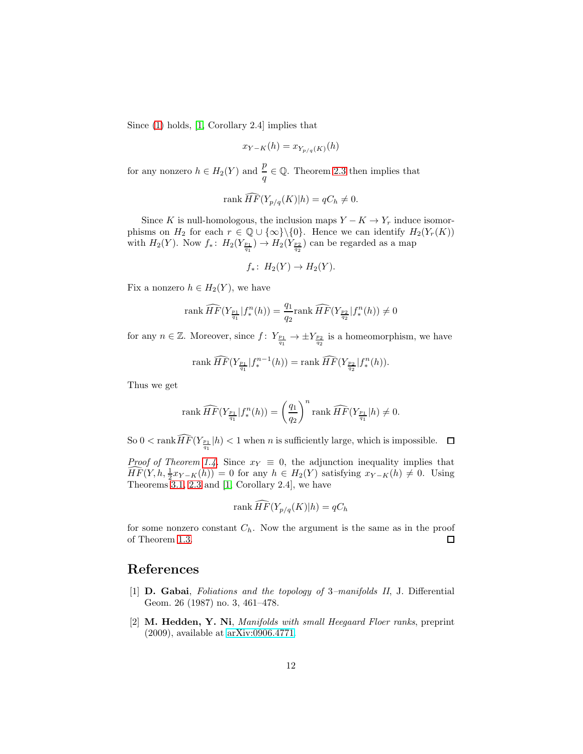Since (1) holds, [1, Corollary 2.4] implies that

$$x_{Y-K}(h) = x_{Y_{p/q}(K)}(h)$$

for any nonzero $h \in H_2(Y)$ and $\dfrac{p}{q} \in \mathbb{Q}$. Theorem 2.3 then implies that

$$\operatorname{rank} \widehat{HF}(Y_{p/q}(K)|h) = qC_h \neq 0.$$

Since $K$ is null-homologous, the inclusion maps $Y - K \to Y_r$ induce isomorphisms on $H_2$ for each $r \in \mathbb{Q} \cup \{\infty\} \backslash \{0\}$. Hence we can identify $H_2(Y_r(K))$ with $H_2(Y)$. Now $f_*\colon H_2(Y_{\frac{p_1}{q_1}}) \to H_2(Y_{\frac{p_2}{q_2}})$ can be regarded as a map

$$f_*\colon H_2(Y) \to H_2(Y).$$

Fix a nonzero $h \in H_2(Y)$, we have

$$\operatorname{rank} \widehat{HF}(Y_{\frac{p_1}{q_1}}|f_*^n(h)) = \frac{q_1}{q_2}\operatorname{rank} \widehat{HF}(Y_{\frac{p_2}{q_2}}|f_*^n(h)) \neq 0$$

for any $n \in \mathbb{Z}$. Moreover, since $f\colon Y_{\frac{p_1}{q_1}} \to \pm Y_{\frac{p_2}{q_2}}$ is a homeomorphism, we have

$$\operatorname{rank} \widehat{HF}(Y_{\frac{p_1}{q_1}}|f_*^{n-1}(h)) = \operatorname{rank} \widehat{HF}(Y_{\frac{p_2}{q_2}}|f_*^n(h)).$$

Thus we get

$$\operatorname{rank} \widehat{HF}(Y_{\frac{p_1}{q_1}}|f_*^n(h)) = \left(\frac{q_1}{q_2}\right)^n \operatorname{rank} \widehat{HF}(Y_{\frac{p_1}{q_1}}|h) \neq 0.$$

So $0 < \operatorname{rank}\widehat{HF}(Y_{\frac{p_1}{q_1}}|h) < 1$ when $n$ is sufficiently large, which is impossible. □

*Proof of Theorem 1.4.* Since $x_Y \equiv 0$, the adjunction inequality implies that $\widehat{HF}(Y, h, \frac{1}{2}x_{Y-K}(h)) = 0$ for any $h \in H_2(Y)$ satisfying $x_{Y-K}(h) \neq 0$. Using Theorems 3.1, 2.3 and [1, Corollary 2.4], we have

$$\operatorname{rank} \widehat{HF}(Y_{p/q}(K)|h) = qC_h$$

for some nonzero constant $C_h$. Now the argument is the same as in the proof of Theorem 1.3. □

# References

[1] **D. Gabai**, *Foliations and the topology of 3–manifolds II*, J. Differential Geom. 26 (1987) no. 3, 461–478.

[2] **M. Hedden, Y. Ni**, *Manifolds with small Heegaard Floer ranks*, preprint (2009), available at arXiv:0906.4771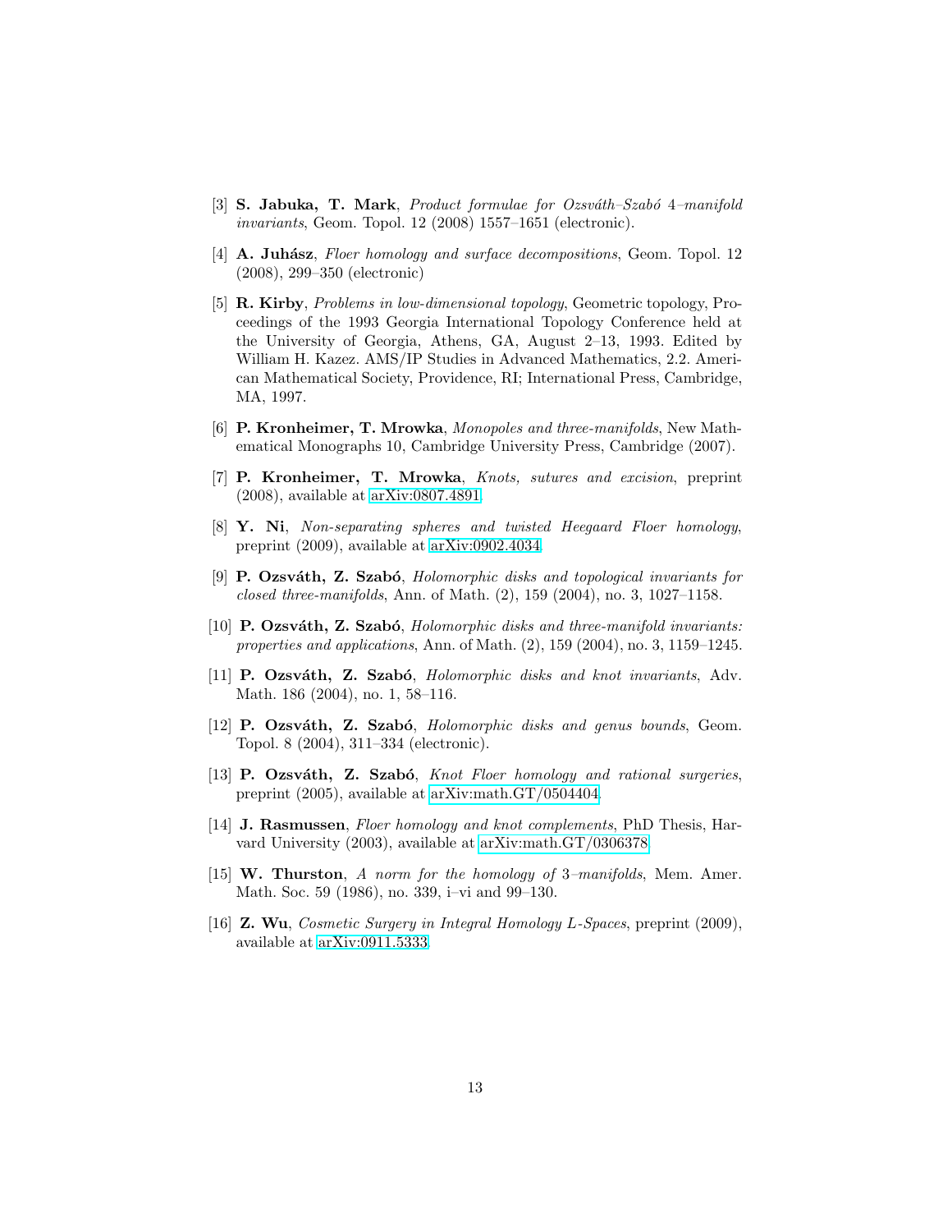[3] **S. Jabuka, T. Mark**, *Product formulae for Ozsváth–Szabó 4–manifold invariants*, Geom. Topol. 12 (2008) 1557–1651 (electronic).

[4] **A. Juhász**, *Floer homology and surface decompositions*, Geom. Topol. 12 (2008), 299–350 (electronic)

[5] **R. Kirby**, *Problems in low-dimensional topology*, Geometric topology, Proceedings of the 1993 Georgia International Topology Conference held at the University of Georgia, Athens, GA, August 2–13, 1993. Edited by William H. Kazez. AMS/IP Studies in Advanced Mathematics, 2.2. American Mathematical Society, Providence, RI; International Press, Cambridge, MA, 1997.

[6] **P. Kronheimer, T. Mrowka**, *Monopoles and three-manifolds*, New Mathematical Monographs 10, Cambridge University Press, Cambridge (2007).

[7] **P. Kronheimer, T. Mrowka**, *Knots, sutures and excision*, preprint (2008), available at arXiv:0807.4891

[8] **Y. Ni**, *Non-separating spheres and twisted Heegaard Floer homology*, preprint (2009), available at arXiv:0902.4034.

[9] **P. Ozsváth, Z. Szabó**, *Holomorphic disks and topological invariants for closed three-manifolds*, Ann. of Math. (2), 159 (2004), no. 3, 1027–1158.

[10] **P. Ozsváth, Z. Szabó**, *Holomorphic disks and three-manifold invariants: properties and applications*, Ann. of Math. (2), 159 (2004), no. 3, 1159–1245.

[11] **P. Ozsváth, Z. Szabó**, *Holomorphic disks and knot invariants*, Adv. Math. 186 (2004), no. 1, 58–116.

[12] **P. Ozsváth, Z. Szabó**, *Holomorphic disks and genus bounds*, Geom. Topol. 8 (2004), 311–334 (electronic).

[13] **P. Ozsváth, Z. Szabó**, *Knot Floer homology and rational surgeries*, preprint (2005), available at arXiv:math.GT/0504404.

[14] **J. Rasmussen**, *Floer homology and knot complements*, PhD Thesis, Harvard University (2003), available at arXiv:math.GT/0306378

[15] **W. Thurston**, *A norm for the homology of 3–manifolds*, Mem. Amer. Math. Soc. 59 (1986), no. 339, i–vi and 99–130.

[16] **Z. Wu**, *Cosmetic Surgery in Integral Homology L-Spaces*, preprint (2009), available at arXiv:0911.5333